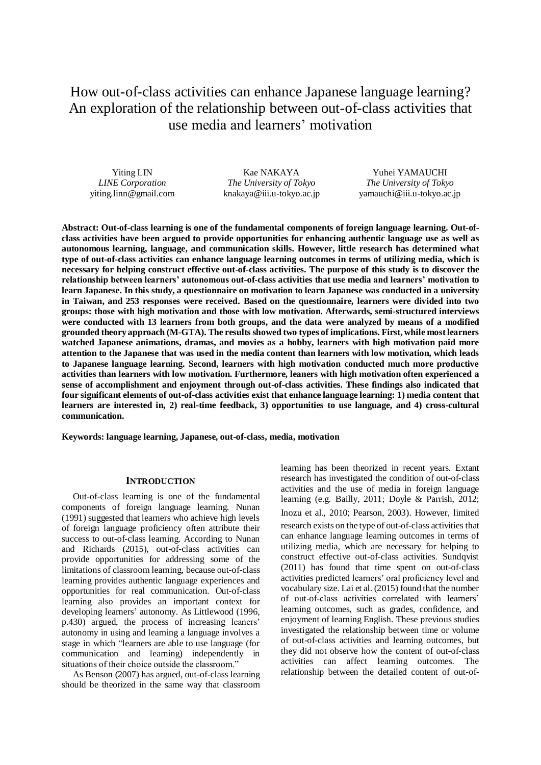# How out-of-class activities can enhance Japanese language learning? An exploration of the relationship between out-of-class activities that use media and learners' motivation

Yiting LIN
*LINE Corporation*
yiting.linn@gmail.com

Kae NAKAYA
*The University of Tokyo*
knakaya@iii.u-tokyo.ac.jp

Yuhei YAMAUCHI
*The University of Tokyo*
yamauchi@iii.u-tokyo.ac.jp

**Abstract: Out-of-class learning is one of the fundamental components of foreign language learning. Out-of-class activities have been argued to provide opportunities for enhancing authentic language use as well as autonomous learning, language, and communication skills. However, little research has determined what type of out-of-class activities can enhance language learning outcomes in terms of utilizing media, which is necessary for helping construct effective out-of-class activities. The purpose of this study is to discover the relationship between learners' autonomous out-of-class activities that use media and learners' motivation to learn Japanese. In this study, a questionnaire on motivation to learn Japanese was conducted in a university in Taiwan, and 253 responses were received. Based on the questionnaire, learners were divided into two groups: those with high motivation and those with low motivation. Afterwards, semi-structured interviews were conducted with 13 learners from both groups, and the data were analyzed by means of a modified grounded theory approach (M-GTA). The results showed two types of implications. First, while most learners watched Japanese animations, dramas, and movies as a hobby, learners with high motivation paid more attention to the Japanese that was used in the media content than learners with low motivation, which leads to Japanese language learning. Second, learners with high motivation conducted much more productive activities than learners with low motivation. Furthermore, leaners with high motivation often experienced a sense of accomplishment and enjoyment through out-of-class activities. These findings also indicated that four significant elements of out-of-class activities exist that enhance language learning: 1) media content that learners are interested in, 2) real-time feedback, 3) opportunities to use language, and 4) cross-cultural communication.**

**Keywords: language learning, Japanese, out-of-class, media, motivation**

## INTRODUCTION

Out-of-class learning is one of the fundamental components of foreign language learning. Nunan (1991) suggested that learners who achieve high levels of foreign language proficiency often attribute their success to out-of-class learning. According to Nunan and Richards (2015), out-of-class activities can provide opportunities for addressing some of the limitations of classroom learning, because out-of-class learning provides authentic language experiences and opportunities for real communication. Out-of-class learning also provides an important context for developing learners' autonomy. As Littlewood (1996, p.430) argued, the process of increasing leaners' autonomy in using and learning a language involves a stage in which "learners are able to use language (for communication and learning) independently in situations of their choice outside the classroom."

As Benson (2007) has argued, out-of-class learning should be theorized in the same way that classroom learning has been theorized in recent years. Extant research has investigated the condition of out-of-class activities and the use of media in foreign language learning (e.g. Bailly, 2011; Doyle & Parrish, 2012; Inozu et al., 2010; Pearson, 2003). However, limited research exists on the type of out-of-class activities that can enhance language learning outcomes in terms of utilizing media, which are necessary for helping to construct effective out-of-class activities. Sundqvist (2011) has found that time spent on out-of-class activities predicted learners' oral proficiency level and vocabulary size. Lai et al. (2015) found that the number of out-of-class activities correlated with learners' learning outcomes, such as grades, confidence, and enjoyment of learning English. These previous studies investigated the relationship between time or volume of out-of-class activities and learning outcomes, but they did not observe how the content of out-of-class activities can affect learning outcomes. The relationship between the detailed content of out-of-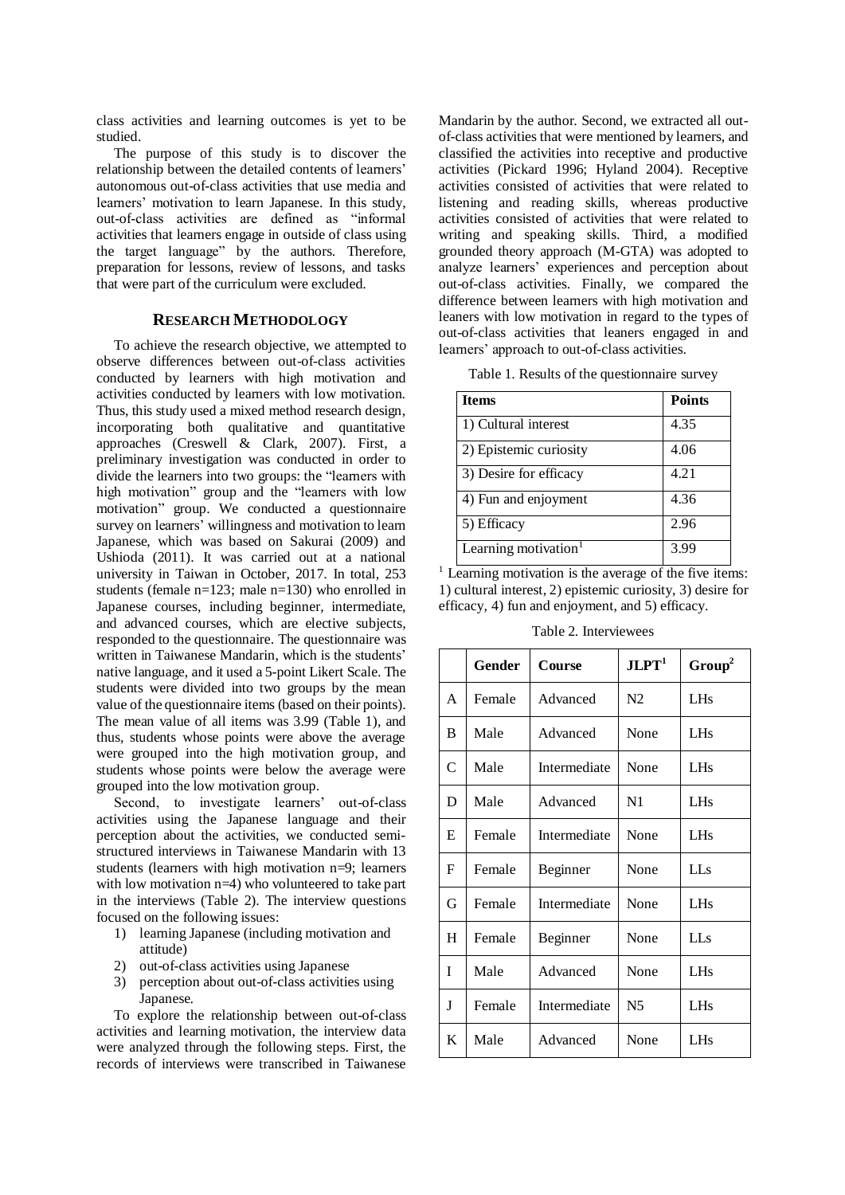class activities and learning outcomes is yet to be studied.

The purpose of this study is to discover the relationship between the detailed contents of learners' autonomous out-of-class activities that use media and learners' motivation to learn Japanese. In this study, out-of-class activities are defined as "informal activities that learners engage in outside of class using the target language" by the authors. Therefore, preparation for lessons, review of lessons, and tasks that were part of the curriculum were excluded.

## RESEARCH METHODOLOGY

To achieve the research objective, we attempted to observe differences between out-of-class activities conducted by learners with high motivation and activities conducted by learners with low motivation. Thus, this study used a mixed method research design, incorporating both qualitative and quantitative approaches (Creswell & Clark, 2007). First, a preliminary investigation was conducted in order to divide the learners into two groups: the "learners with high motivation" group and the "learners with low motivation" group. We conducted a questionnaire survey on learners' willingness and motivation to learn Japanese, which was based on Sakurai (2009) and Ushioda (2011). It was carried out at a national university in Taiwan in October, 2017. In total, 253 students (female n=123; male n=130) who enrolled in Japanese courses, including beginner, intermediate, and advanced courses, which are elective subjects, responded to the questionnaire. The questionnaire was written in Taiwanese Mandarin, which is the students' native language, and it used a 5-point Likert Scale. The students were divided into two groups by the mean value of the questionnaire items (based on their points). The mean value of all items was 3.99 (Table 1), and thus, students whose points were above the average were grouped into the high motivation group, and students whose points were below the average were grouped into the low motivation group.

Second, to investigate learners' out-of-class activities using the Japanese language and their perception about the activities, we conducted semi-structured interviews in Taiwanese Mandarin with 13 students (learners with high motivation n=9; learners with low motivation n=4) who volunteered to take part in the interviews (Table 2). The interview questions focused on the following issues:

1) learning Japanese (including motivation and attitude)
2) out-of-class activities using Japanese
3) perception about out-of-class activities using Japanese.

To explore the relationship between out-of-class activities and learning motivation, the interview data were analyzed through the following steps. First, the records of interviews were transcribed in Taiwanese Mandarin by the author. Second, we extracted all out-of-class activities that were mentioned by learners, and classified the activities into receptive and productive activities (Pickard 1996; Hyland 2004). Receptive activities consisted of activities that were related to listening and reading skills, whereas productive activities consisted of activities that were related to writing and speaking skills. Third, a modified grounded theory approach (M-GTA) was adopted to analyze learners' experiences and perception about out-of-class activities. Finally, we compared the difference between learners with high motivation and leaners with low motivation in regard to the types of out-of-class activities that leaners engaged in and learners' approach to out-of-class activities.

Table 1. Results of the questionnaire survey

| Items | Points |
|---|---|
| 1) Cultural interest | 4.35 |
| 2) Epistemic curiosity | 4.06 |
| 3) Desire for efficacy | 4.21 |
| 4) Fun and enjoyment | 4.36 |
| 5) Efficacy | 2.96 |
| Learning motivation[1] | 3.99 |

[1] Learning motivation is the average of the five items: 1) cultural interest, 2) epistemic curiosity, 3) desire for efficacy, 4) fun and enjoyment, and 5) efficacy.

Table 2. Interviewees

| | Gender | Course | JLPT[1] | Group[2] |
|---|---|---|---|---|
| A | Female | Advanced | N2 | LHs |
| B | Male | Advanced | None | LHs |
| C | Male | Intermediate | None | LHs |
| D | Male | Advanced | N1 | LHs |
| E | Female | Intermediate | None | LHs |
| F | Female | Beginner | None | LLs |
| G | Female | Intermediate | None | LHs |
| H | Female | Beginner | None | LLs |
| I | Male | Advanced | None | LHs |
| J | Female | Intermediate | N5 | LHs |
| K | Male | Advanced | None | LHs |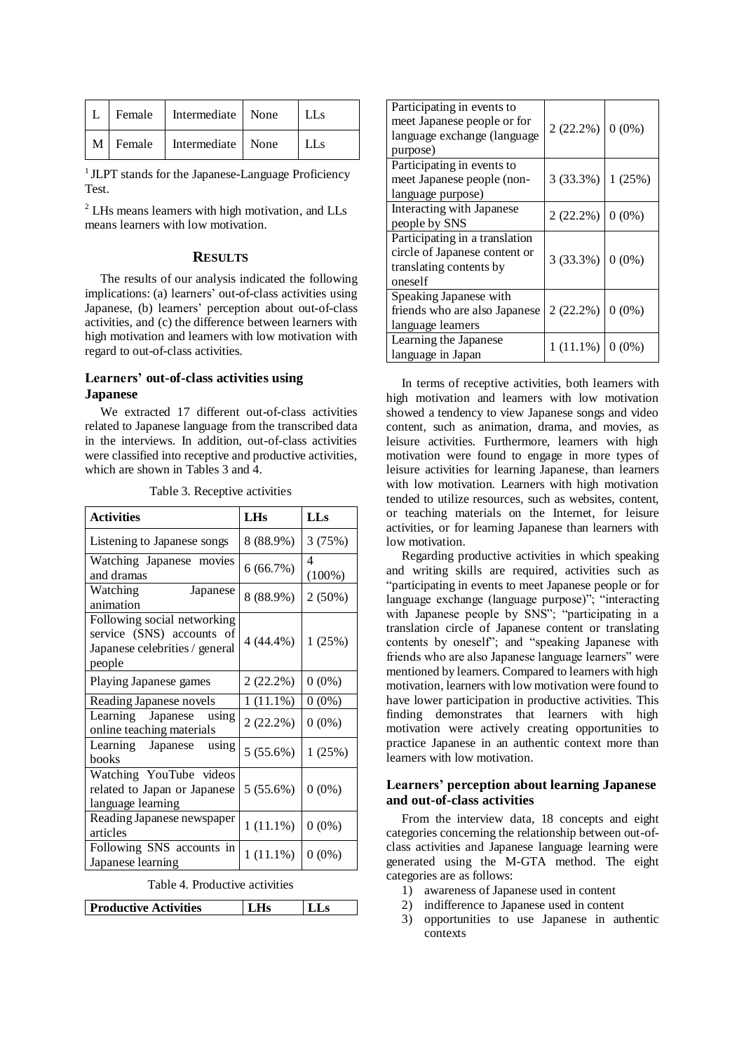| L | Female | Intermediate | None | LLs |
|---|---|---|---|---|
| M | Female | Intermediate | None | LLs |

[1] JLPT stands for the Japanese-Language Proficiency Test.

[2] LHs means learners with high motivation, and LLs means learners with low motivation.

## RESULTS

The results of our analysis indicated the following implications: (a) learners' out-of-class activities using Japanese, (b) learners' perception about out-of-class activities, and (c) the difference between learners with high motivation and learners with low motivation with regard to out-of-class activities.

### Learners' out-of-class activities using Japanese

We extracted 17 different out-of-class activities related to Japanese language from the transcribed data in the interviews. In addition, out-of-class activities were classified into receptive and productive activities, which are shown in Tables 3 and 4.

Table 3. Receptive activities

| Activities | LHs | LLs |
|---|---|---|
| Listening to Japanese songs | 8 (88.9%) | 3 (75%) |
| Watching Japanese movies and dramas | 6 (66.7%) | 4 (100%) |
| Watching Japanese animation | 8 (88.9%) | 2 (50%) |
| Following social networking service (SNS) accounts of Japanese celebrities / general people | 4 (44.4%) | 1 (25%) |
| Playing Japanese games | 2 (22.2%) | 0 (0%) |
| Reading Japanese novels | 1 (11.1%) | 0 (0%) |
| Learning Japanese using online teaching materials | 2 (22.2%) | 0 (0%) |
| Learning Japanese using books | 5 (55.6%) | 1 (25%) |
| Watching YouTube videos related to Japan or Japanese language learning | 5 (55.6%) | 0 (0%) |
| Reading Japanese newspaper articles | 1 (11.1%) | 0 (0%) |
| Following SNS accounts in Japanese learning | 1 (11.1%) | 0 (0%) |

Table 4. Productive activities

| Productive Activities | LHs | LLs |
|---|---|---|
| Participating in events to meet Japanese people or for language exchange (language purpose) | 2 (22.2%) | 0 (0%) |
| Participating in events to meet Japanese people (non-language purpose) | 3 (33.3%) | 1 (25%) |
| Interacting with Japanese people by SNS | 2 (22.2%) | 0 (0%) |
| Participating in a translation circle of Japanese content or translating contents by oneself | 3 (33.3%) | 0 (0%) |
| Speaking Japanese with friends who are also Japanese language learners | 2 (22.2%) | 0 (0%) |
| Learning the Japanese language in Japan | 1 (11.1%) | 0 (0%) |

In terms of receptive activities, both learners with high motivation and learners with low motivation showed a tendency to view Japanese songs and video content, such as animation, drama, and movies, as leisure activities. Furthermore, learners with high motivation were found to engage in more types of leisure activities for learning Japanese, than learners with low motivation. Learners with high motivation tended to utilize resources, such as websites, content, or teaching materials on the Internet, for leisure activities, or for learning Japanese than learners with low motivation.

Regarding productive activities in which speaking and writing skills are required, activities such as "participating in events to meet Japanese people or for language exchange (language purpose)"; "interacting with Japanese people by SNS"; "participating in a translation circle of Japanese content or translating contents by oneself"; and "speaking Japanese with friends who are also Japanese language learners" were mentioned by learners. Compared to learners with high motivation, learners with low motivation were found to have lower participation in productive activities. This finding demonstrates that learners with high motivation were actively creating opportunities to practice Japanese in an authentic context more than learners with low motivation.

### Learners' perception about learning Japanese and out-of-class activities

From the interview data, 18 concepts and eight categories concerning the relationship between out-of-class activities and Japanese language learning were generated using the M-GTA method. The eight categories are as follows:

1) awareness of Japanese used in content
2) indifference to Japanese used in content
3) opportunities to use Japanese in authentic contexts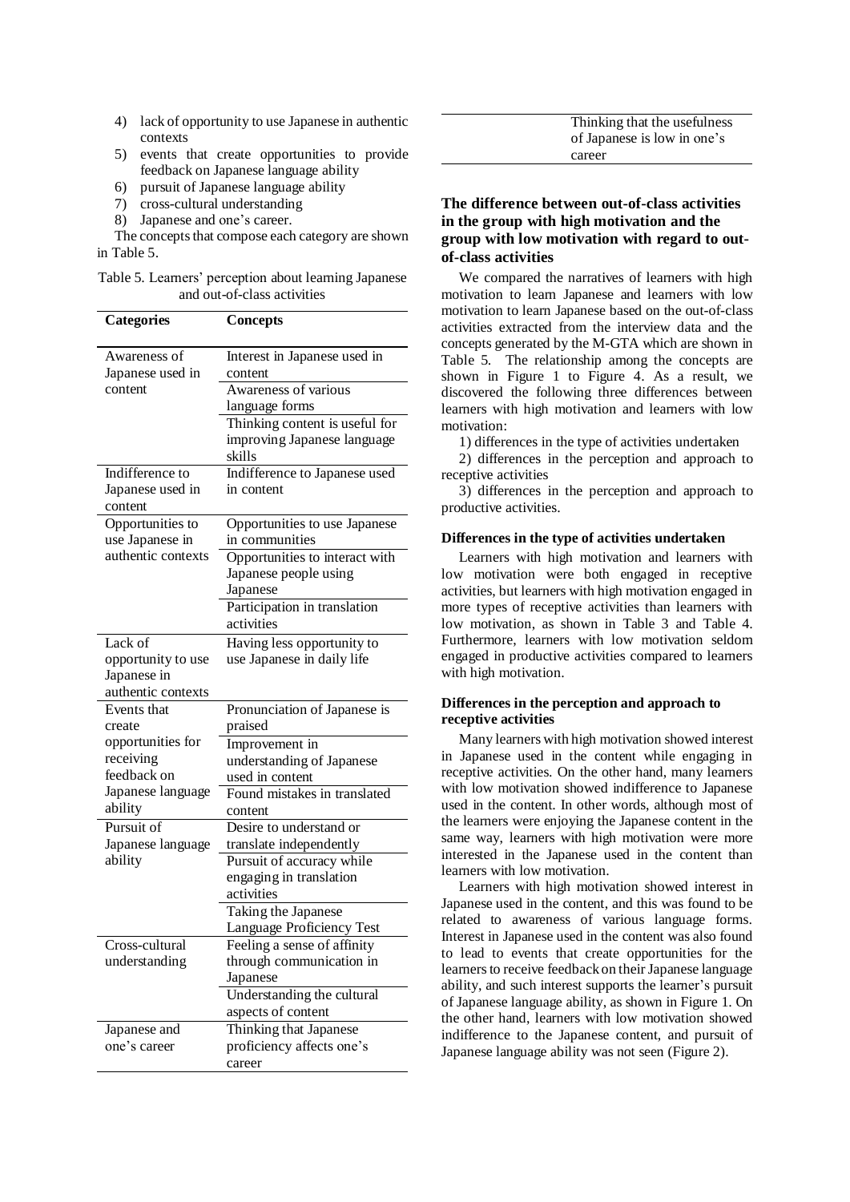4) lack of opportunity to use Japanese in authentic contexts
5) events that create opportunities to provide feedback on Japanese language ability
6) pursuit of Japanese language ability
7) cross-cultural understanding
8) Japanese and one's career.

The concepts that compose each category are shown in Table 5.

Table 5. Learners' perception about learning Japanese and out-of-class activities

| Categories | Concepts |
|---|---|
| Awareness of Japanese used in content | Interest in Japanese used in content |
| | Awareness of various language forms |
| | Thinking content is useful for improving Japanese language skills |
| Indifference to Japanese used in content | Indifference to Japanese used in content |
| Opportunities to use Japanese in authentic contexts | Opportunities to use Japanese in communities |
| | Opportunities to interact with Japanese people using Japanese |
| | Participation in translation activities |
| Lack of opportunity to use Japanese in authentic contexts | Having less opportunity to use Japanese in daily life |
| Events that create opportunities for receiving feedback on Japanese language ability | Pronunciation of Japanese is praised |
| | Improvement in understanding of Japanese used in content |
| | Found mistakes in translated content |
| Pursuit of Japanese language ability | Desire to understand or translate independently |
| | Pursuit of accuracy while engaging in translation activities |
| | Taking the Japanese Language Proficiency Test |
| Cross-cultural understanding | Feeling a sense of affinity through communication in Japanese |
| | Understanding the cultural aspects of content |
| Japanese and one's career | Thinking that Japanese proficiency affects one's career |
| | Thinking that the usefulness of Japanese is low in one's career |

### The difference between out-of-class activities in the group with high motivation and the group with low motivation with regard to out-of-class activities

We compared the narratives of learners with high motivation to learn Japanese and learners with low motivation to learn Japanese based on the out-of-class activities extracted from the interview data and the concepts generated by the M-GTA which are shown in Table 5. The relationship among the concepts are shown in Figure 1 to Figure 4. As a result, we discovered the following three differences between learners with high motivation and learners with low motivation:

1) differences in the type of activities undertaken

2) differences in the perception and approach to receptive activities

3) differences in the perception and approach to productive activities.

#### Differences in the type of activities undertaken

Learners with high motivation and learners with low motivation were both engaged in receptive activities, but learners with high motivation engaged in more types of receptive activities than learners with low motivation, as shown in Table 3 and Table 4. Furthermore, learners with low motivation seldom engaged in productive activities compared to learners with high motivation.

#### Differences in the perception and approach to receptive activities

Many learners with high motivation showed interest in Japanese used in the content while engaging in receptive activities. On the other hand, many learners with low motivation showed indifference to Japanese used in the content. In other words, although most of the learners were enjoying the Japanese content in the same way, learners with high motivation were more interested in the Japanese used in the content than learners with low motivation.

Learners with high motivation showed interest in Japanese used in the content, and this was found to be related to awareness of various language forms. Interest in Japanese used in the content was also found to lead to events that create opportunities for the learners to receive feedback on their Japanese language ability, and such interest supports the learner's pursuit of Japanese language ability, as shown in Figure 1. On the other hand, learners with low motivation showed indifference to the Japanese content, and pursuit of Japanese language ability was not seen (Figure 2).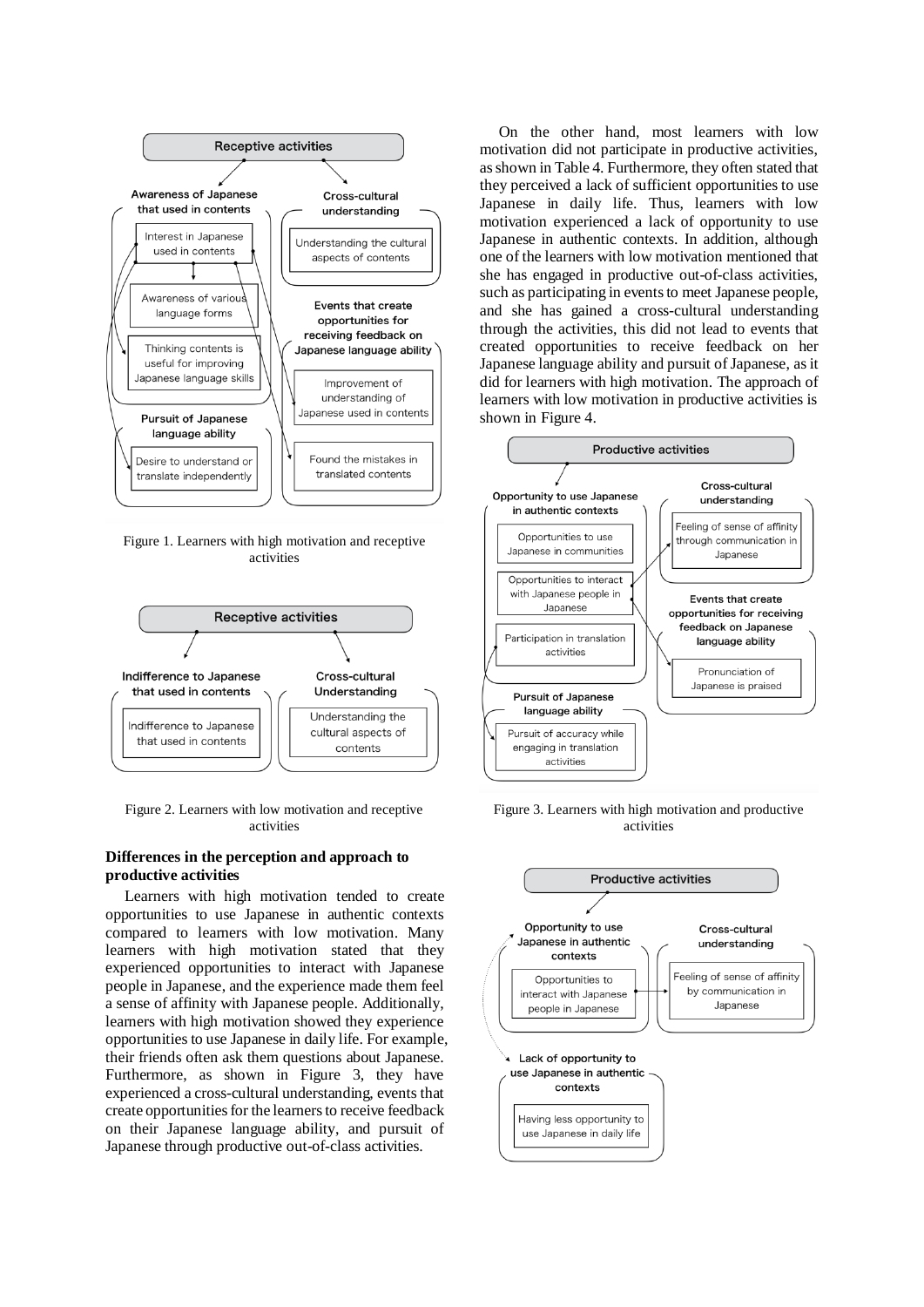Figure 1. Learners with high motivation and receptive activities

Figure 2. Learners with low motivation and receptive activities

**Differences in the perception and approach to productive activities**

Learners with high motivation tended to create opportunities to use Japanese in authentic contexts compared to learners with low motivation. Many learners with high motivation stated that they experienced opportunities to interact with Japanese people in Japanese, and the experience made them feel a sense of affinity with Japanese people. Additionally, learners with high motivation showed they experience opportunities to use Japanese in daily life. For example, their friends often ask them questions about Japanese. Furthermore, as shown in Figure 3, they have experienced a cross-cultural understanding, events that create opportunities for the learners to receive feedback on their Japanese language ability, and pursuit of Japanese through productive out-of-class activities.

On the other hand, most learners with low motivation did not participate in productive activities, as shown in Table 4. Furthermore, they often stated that they perceived a lack of sufficient opportunities to use Japanese in daily life. Thus, learners with low motivation experienced a lack of opportunity to use Japanese in authentic contexts. In addition, although one of the learners with low motivation mentioned that she has engaged in productive out-of-class activities, such as participating in events to meet Japanese people, and she has gained a cross-cultural understanding through the activities, this did not lead to events that created opportunities to receive feedback on her Japanese language ability and pursuit of Japanese, as it did for learners with high motivation. The approach of learners with low motivation in productive activities is shown in Figure 4.

Figure 3. Learners with high motivation and productive activities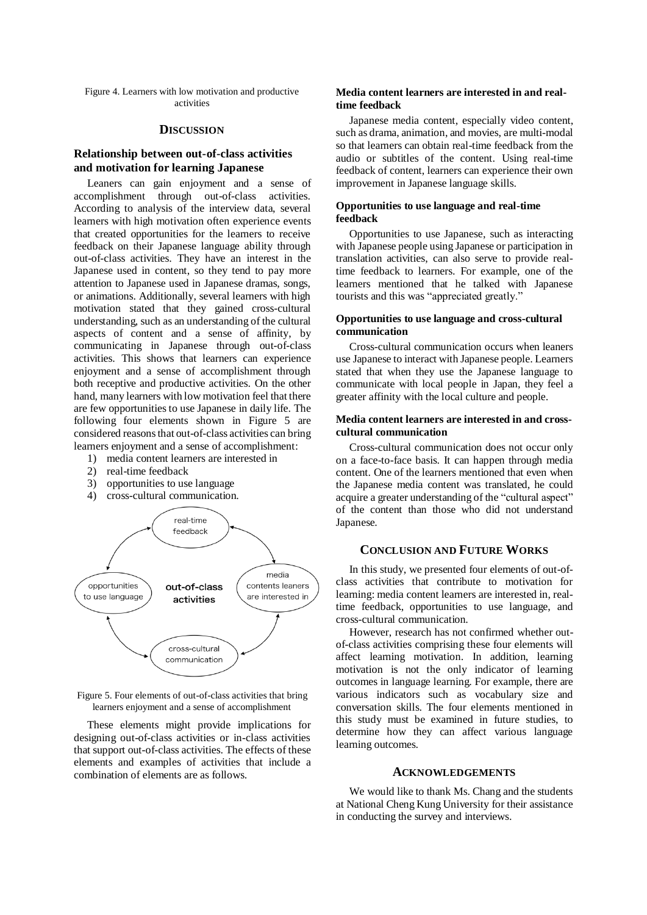Figure 4. Learners with low motivation and productive activities

## DISCUSSION

### Relationship between out-of-class activities and motivation for learning Japanese

Leaners can gain enjoyment and a sense of accomplishment through out-of-class activities. According to analysis of the interview data, several learners with high motivation often experience events that created opportunities for the learners to receive feedback on their Japanese language ability through out-of-class activities. They have an interest in the Japanese used in content, so they tend to pay more attention to Japanese used in Japanese dramas, songs, or animations. Additionally, several learners with high motivation stated that they gained cross-cultural understanding, such as an understanding of the cultural aspects of content and a sense of affinity, by communicating in Japanese through out-of-class activities. This shows that learners can experience enjoyment and a sense of accomplishment through both receptive and productive activities. On the other hand, many learners with low motivation feel that there are few opportunities to use Japanese in daily life. The following four elements shown in Figure 5 are considered reasons that out-of-class activities can bring learners enjoyment and a sense of accomplishment:

1) media content learners are interested in
2) real-time feedback
3) opportunities to use language
4) cross-cultural communication.

Figure 5. Four elements of out-of-class activities that bring learners enjoyment and a sense of accomplishment

These elements might provide implications for designing out-of-class activities or in-class activities that support out-of-class activities. The effects of these elements and examples of activities that include a combination of elements are as follows.

#### Media content learners are interested in and real-time feedback

Japanese media content, especially video content, such as drama, animation, and movies, are multi-modal so that learners can obtain real-time feedback from the audio or subtitles of the content. Using real-time feedback of content, learners can experience their own improvement in Japanese language skills.

#### Opportunities to use language and real-time feedback

Opportunities to use Japanese, such as interacting with Japanese people using Japanese or participation in translation activities, can also serve to provide real-time feedback to learners. For example, one of the learners mentioned that he talked with Japanese tourists and this was "appreciated greatly."

#### Opportunities to use language and cross-cultural communication

Cross-cultural communication occurs when leaners use Japanese to interact with Japanese people. Learners stated that when they use the Japanese language to communicate with local people in Japan, they feel a greater affinity with the local culture and people.

#### Media content learners are interested in and cross-cultural communication

Cross-cultural communication does not occur only on a face-to-face basis. It can happen through media content. One of the learners mentioned that even when the Japanese media content was translated, he could acquire a greater understanding of the "cultural aspect" of the content than those who did not understand Japanese.

## CONCLUSION AND FUTURE WORKS

In this study, we presented four elements of out-of-class activities that contribute to motivation for learning: media content learners are interested in, real-time feedback, opportunities to use language, and cross-cultural communication.

However, research has not confirmed whether out-of-class activities comprising these four elements will affect learning motivation. In addition, learning motivation is not the only indicator of learning outcomes in language learning. For example, there are various indicators such as vocabulary size and conversation skills. The four elements mentioned in this study must be examined in future studies, to determine how they can affect various language learning outcomes.

## ACKNOWLEDGEMENTS

We would like to thank Ms. Chang and the students at National Cheng Kung University for their assistance in conducting the survey and interviews.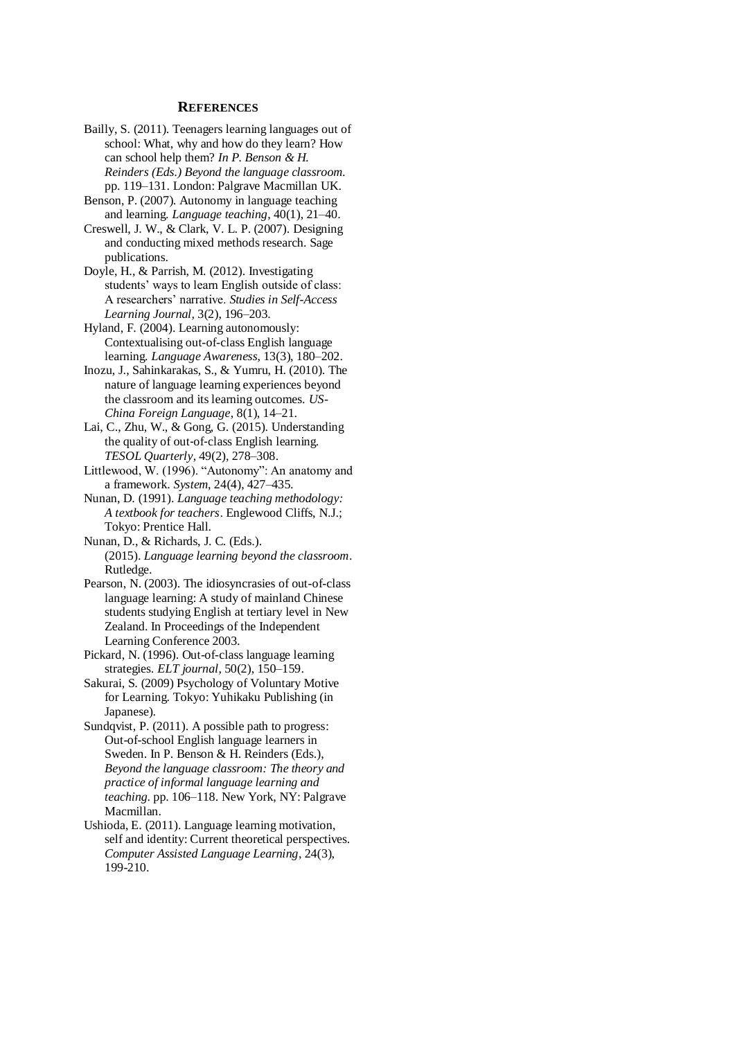## REFERENCES

Bailly, S. (2011). Teenagers learning languages out of school: What, why and how do they learn? How can school help them? *In P. Benson & H. Reinders (Eds.) Beyond the language classroom.* pp. 119–131. London: Palgrave Macmillan UK.

Benson, P. (2007). Autonomy in language teaching and learning. *Language teaching*, 40(1), 21–40.

Creswell, J. W., & Clark, V. L. P. (2007). Designing and conducting mixed methods research. Sage publications.

Doyle, H., & Parrish, M. (2012). Investigating students' ways to learn English outside of class: A researchers' narrative. *Studies in Self-Access Learning Journal*, 3(2), 196–203.

Hyland, F. (2004). Learning autonomously: Contextualising out-of-class English language learning. *Language Awareness*, 13(3), 180–202.

Inozu, J., Sahinkarakas, S., & Yumru, H. (2010). The nature of language learning experiences beyond the classroom and its learning outcomes. *US-China Foreign Language*, 8(1), 14–21.

Lai, C., Zhu, W., & Gong, G. (2015). Understanding the quality of out-of-class English learning. *TESOL Quarterly*, 49(2), 278–308.

Littlewood, W. (1996). "Autonomy": An anatomy and a framework. *System*, 24(4), 427–435.

Nunan, D. (1991). *Language teaching methodology: A textbook for teachers*. Englewood Cliffs, N.J.; Tokyo: Prentice Hall.

Nunan, D., & Richards, J. C. (Eds.). (2015). *Language learning beyond the classroom*. Rutledge.

Pearson, N. (2003). The idiosyncrasies of out-of-class language learning: A study of mainland Chinese students studying English at tertiary level in New Zealand. In Proceedings of the Independent Learning Conference 2003.

Pickard, N. (1996). Out-of-class language learning strategies. *ELT journal*, 50(2), 150–159.

Sakurai, S. (2009) Psychology of Voluntary Motive for Learning. Tokyo: Yuhikaku Publishing (in Japanese).

Sundqvist, P. (2011). A possible path to progress: Out-of-school English language learners in Sweden. In P. Benson & H. Reinders (Eds.), *Beyond the language classroom: The theory and practice of informal language learning and teaching*. pp. 106–118. New York, NY: Palgrave Macmillan.

Ushioda, E. (2011). Language learning motivation, self and identity: Current theoretical perspectives. *Computer Assisted Language Learning*, 24(3), 199-210.